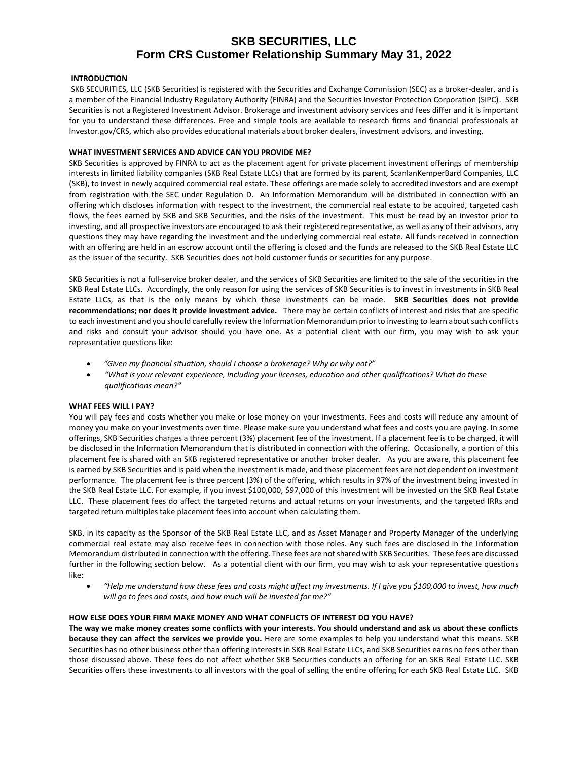# SKB SECURITIES, LLC
# Form CRS Customer Relationship Summary May 31, 2022

**INTRODUCTION**

SKB SECURITIES, LLC (SKB Securities) is registered with the Securities and Exchange Commission (SEC) as a broker-dealer, and is a member of the Financial Industry Regulatory Authority (FINRA) and the Securities Investor Protection Corporation (SIPC). SKB Securities is not a Registered Investment Advisor. Brokerage and investment advisory services and fees differ and it is important for you to understand these differences. Free and simple tools are available to research firms and financial professionals at Investor.gov/CRS, which also provides educational materials about broker dealers, investment advisors, and investing.

**WHAT INVESTMENT SERVICES AND ADVICE CAN YOU PROVIDE ME?**

SKB Securities is approved by FINRA to act as the placement agent for private placement investment offerings of membership interests in limited liability companies (SKB Real Estate LLCs) that are formed by its parent, ScanlanKemperBard Companies, LLC (SKB), to invest in newly acquired commercial real estate. These offerings are made solely to accredited investors and are exempt from registration with the SEC under Regulation D. An Information Memorandum will be distributed in connection with an offering which discloses information with respect to the investment, the commercial real estate to be acquired, targeted cash flows, the fees earned by SKB and SKB Securities, and the risks of the investment. This must be read by an investor prior to investing, and all prospective investors are encouraged to ask their registered representative, as well as any of their advisors, any questions they may have regarding the investment and the underlying commercial real estate. All funds received in connection with an offering are held in an escrow account until the offering is closed and the funds are released to the SKB Real Estate LLC as the issuer of the security. SKB Securities does not hold customer funds or securities for any purpose.

SKB Securities is not a full-service broker dealer, and the services of SKB Securities are limited to the sale of the securities in the SKB Real Estate LLCs. Accordingly, the only reason for using the services of SKB Securities is to invest in investments in SKB Real Estate LLCs, as that is the only means by which these investments can be made. **SKB Securities does not provide recommendations; nor does it provide investment advice.** There may be certain conflicts of interest and risks that are specific to each investment and you should carefully review the Information Memorandum prior to investing to learn about such conflicts and risks and consult your advisor should you have one. As a potential client with our firm, you may wish to ask your representative questions like:

- *"Given my financial situation, should I choose a brokerage? Why or why not?"*
- *"What is your relevant experience, including your licenses, education and other qualifications? What do these qualifications mean?"*

**WHAT FEES WILL I PAY?**

You will pay fees and costs whether you make or lose money on your investments. Fees and costs will reduce any amount of money you make on your investments over time. Please make sure you understand what fees and costs you are paying. In some offerings, SKB Securities charges a three percent (3%) placement fee of the investment. If a placement fee is to be charged, it will be disclosed in the Information Memorandum that is distributed in connection with the offering. Occasionally, a portion of this placement fee is shared with an SKB registered representative or another broker dealer. As you are aware, this placement fee is earned by SKB Securities and is paid when the investment is made, and these placement fees are not dependent on investment performance. The placement fee is three percent (3%) of the offering, which results in 97% of the investment being invested in the SKB Real Estate LLC. For example, if you invest $100,000, $97,000 of this investment will be invested on the SKB Real Estate LLC. These placement fees do affect the targeted returns and actual returns on your investments, and the targeted IRRs and targeted return multiples take placement fees into account when calculating them.

SKB, in its capacity as the Sponsor of the SKB Real Estate LLC, and as Asset Manager and Property Manager of the underlying commercial real estate may also receive fees in connection with those roles. Any such fees are disclosed in the Information Memorandum distributed in connection with the offering. These fees are not shared with SKB Securities. These fees are discussed further in the following section below. As a potential client with our firm, you may wish to ask your representative questions like:

- *"Help me understand how these fees and costs might affect my investments. If I give you $100,000 to invest, how much will go to fees and costs, and how much will be invested for me?"*

**HOW ELSE DOES YOUR FIRM MAKE MONEY AND WHAT CONFLICTS OF INTEREST DO YOU HAVE?**

**The way we make money creates some conflicts with your interests. You should understand and ask us about these conflicts because they can affect the services we provide you.** Here are some examples to help you understand what this means. SKB Securities has no other business other than offering interests in SKB Real Estate LLCs, and SKB Securities earns no fees other than those discussed above. These fees do not affect whether SKB Securities conducts an offering for an SKB Real Estate LLC. SKB Securities offers these investments to all investors with the goal of selling the entire offering for each SKB Real Estate LLC. SKB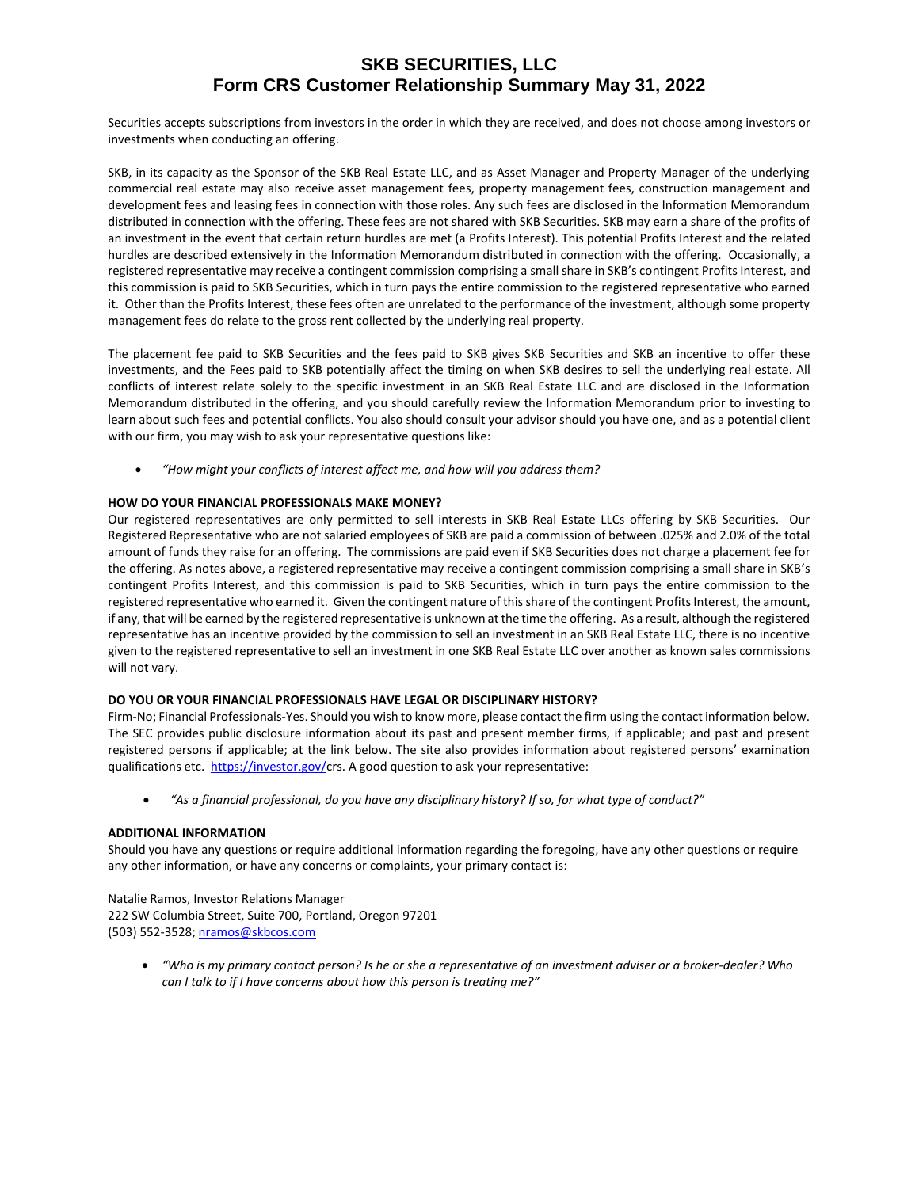Securities accepts subscriptions from investors in the order in which they are received, and does not choose among investors or investments when conducting an offering.

SKB, in its capacity as the Sponsor of the SKB Real Estate LLC, and as Asset Manager and Property Manager of the underlying commercial real estate may also receive asset management fees, property management fees, construction management and development fees and leasing fees in connection with those roles. Any such fees are disclosed in the Information Memorandum distributed in connection with the offering. These fees are not shared with SKB Securities. SKB may earn a share of the profits of an investment in the event that certain return hurdles are met (a Profits Interest). This potential Profits Interest and the related hurdles are described extensively in the Information Memorandum distributed in connection with the offering. Occasionally, a registered representative may receive a contingent commission comprising a small share in SKB's contingent Profits Interest, and this commission is paid to SKB Securities, which in turn pays the entire commission to the registered representative who earned it. Other than the Profits Interest, these fees often are unrelated to the performance of the investment, although some property management fees do relate to the gross rent collected by the underlying real property.

The placement fee paid to SKB Securities and the fees paid to SKB gives SKB Securities and SKB an incentive to offer these investments, and the Fees paid to SKB potentially affect the timing on when SKB desires to sell the underlying real estate. All conflicts of interest relate solely to the specific investment in an SKB Real Estate LLC and are disclosed in the Information Memorandum distributed in the offering, and you should carefully review the Information Memorandum prior to investing to learn about such fees and potential conflicts. You also should consult your advisor should you have one, and as a potential client with our firm, you may wish to ask your representative questions like:

- *"How might your conflicts of interest affect me, and how will you address them?*

**HOW DO YOUR FINANCIAL PROFESSIONALS MAKE MONEY?**

Our registered representatives are only permitted to sell interests in SKB Real Estate LLCs offering by SKB Securities. Our Registered Representative who are not salaried employees of SKB are paid a commission of between .025% and 2.0% of the total amount of funds they raise for an offering. The commissions are paid even if SKB Securities does not charge a placement fee for the offering. As notes above, a registered representative may receive a contingent commission comprising a small share in SKB's contingent Profits Interest, and this commission is paid to SKB Securities, which in turn pays the entire commission to the registered representative who earned it. Given the contingent nature of this share of the contingent Profits Interest, the amount, if any, that will be earned by the registered representative is unknown at the time the offering. As a result, although the registered representative has an incentive provided by the commission to sell an investment in an SKB Real Estate LLC, there is no incentive given to the registered representative to sell an investment in one SKB Real Estate LLC over another as known sales commissions will not vary.

**DO YOU OR YOUR FINANCIAL PROFESSIONALS HAVE LEGAL OR DISCIPLINARY HISTORY?**

Firm-No; Financial Professionals-Yes. Should you wish to know more, please contact the firm using the contact information below. The SEC provides public disclosure information about its past and present member firms, if applicable; and past and present registered persons if applicable; at the link below. The site also provides information about registered persons' examination qualifications etc. https://investor.gov/crs. A good question to ask your representative:

- *"As a financial professional, do you have any disciplinary history? If so, for what type of conduct?"*

**ADDITIONAL INFORMATION**

Should you have any questions or require additional information regarding the foregoing, have any other questions or require any other information, or have any concerns or complaints, your primary contact is:

Natalie Ramos, Investor Relations Manager
222 SW Columbia Street, Suite 700, Portland, Oregon 97201
(503) 552-3528; nramos@skbcos.com

- *"Who is my primary contact person? Is he or she a representative of an investment adviser or a broker-dealer? Who can I talk to if I have concerns about how this person is treating me?"*